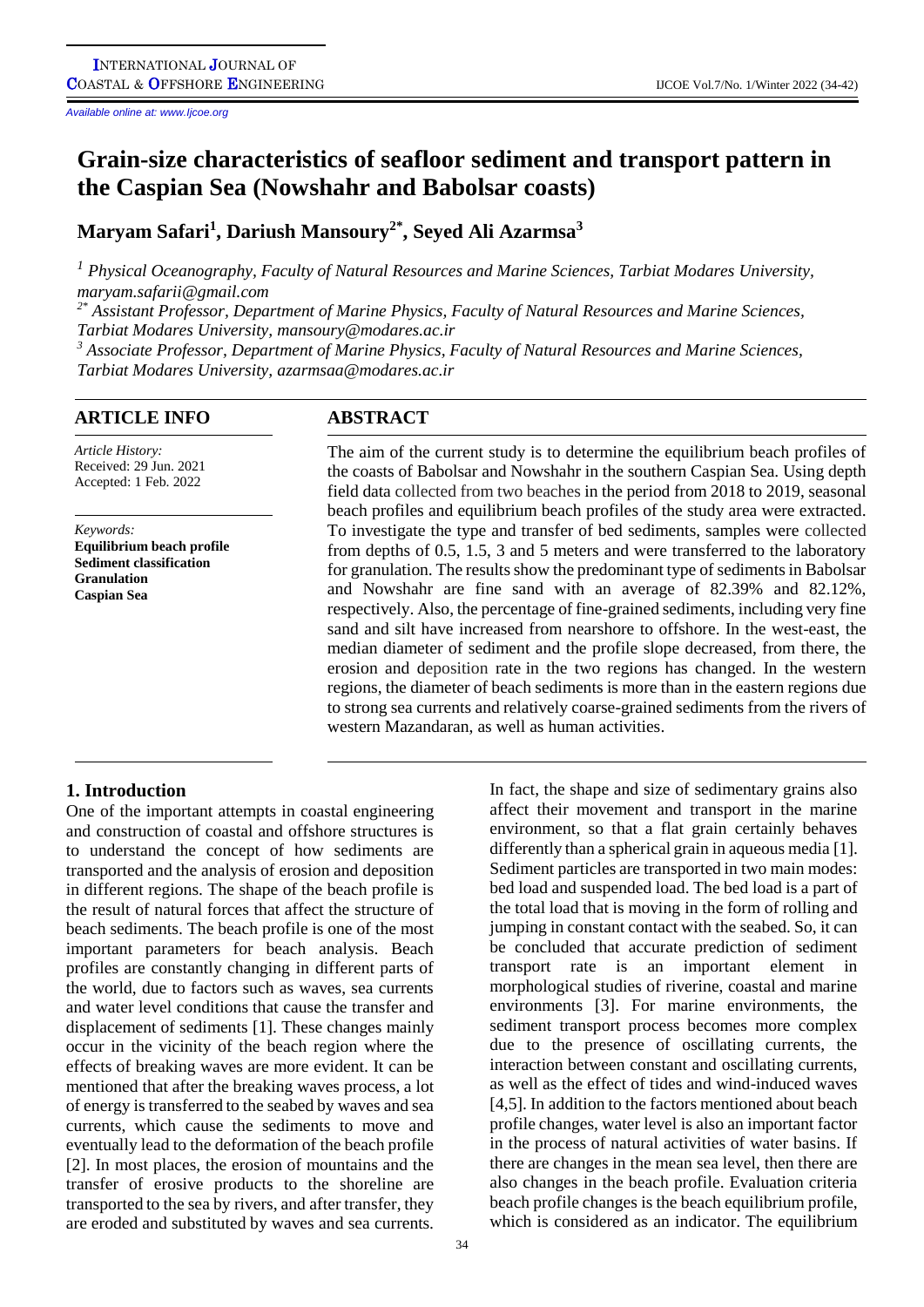Available online at: www.Ijcoe.org

# Grain-size characteristics of seafloor sediment and transport pattern in the Caspian Sea (Nowshahr and Babolsar coasts)

**Maryam Safari[1], Dariush Mansoury[2*], Seyed Ali Azarmsa[3]**

*[1] Physical Oceanography, Faculty of Natural Resources and Marine Sciences, Tarbiat Modares University, maryam.safarii@gmail.com*

*[2*] Assistant Professor, Department of Marine Physics, Faculty of Natural Resources and Marine Sciences, Tarbiat Modares University, mansoury@modares.ac.ir*

*[3] Associate Professor, Department of Marine Physics, Faculty of Natural Resources and Marine Sciences, Tarbiat Modares University, azarmsaa@modares.ac.ir*

## ARTICLE INFO

*Article History:*
Received: 29 Jun. 2021
Accepted: 1 Feb. 2022

*Keywords:*
**Equilibrium beach profile**
**Sediment classification**
**Granulation**
**Caspian Sea**

## ABSTRACT

The aim of the current study is to determine the equilibrium beach profiles of the coasts of Babolsar and Nowshahr in the southern Caspian Sea. Using depth field data collected from two beaches in the period from 2018 to 2019, seasonal beach profiles and equilibrium beach profiles of the study area were extracted. To investigate the type and transfer of bed sediments, samples were collected from depths of 0.5, 1.5, 3 and 5 meters and were transferred to the laboratory for granulation. The results show the predominant type of sediments in Babolsar and Nowshahr are fine sand with an average of 82.39% and 82.12%, respectively. Also, the percentage of fine-grained sediments, including very fine sand and silt have increased from nearshore to offshore. In the west-east, the median diameter of sediment and the profile slope decreased, from there, the erosion and deposition rate in the two regions has changed. In the western regions, the diameter of beach sediments is more than in the eastern regions due to strong sea currents and relatively coarse-grained sediments from the rivers of western Mazandaran, as well as human activities.

## 1. Introduction

One of the important attempts in coastal engineering and construction of coastal and offshore structures is to understand the concept of how sediments are transported and the analysis of erosion and deposition in different regions. The shape of the beach profile is the result of natural forces that affect the structure of beach sediments. The beach profile is one of the most important parameters for beach analysis. Beach profiles are constantly changing in different parts of the world, due to factors such as waves, sea currents and water level conditions that cause the transfer and displacement of sediments [1]. These changes mainly occur in the vicinity of the beach region where the effects of breaking waves are more evident. It can be mentioned that after the breaking waves process, a lot of energy is transferred to the seabed by waves and sea currents, which cause the sediments to move and eventually lead to the deformation of the beach profile [2]. In most places, the erosion of mountains and the transfer of erosive products to the shoreline are transported to the sea by rivers, and after transfer, they are eroded and substituted by waves and sea currents. In fact, the shape and size of sedimentary grains also affect their movement and transport in the marine environment, so that a flat grain certainly behaves differently than a spherical grain in aqueous media [1]. Sediment particles are transported in two main modes: bed load and suspended load. The bed load is a part of the total load that is moving in the form of rolling and jumping in constant contact with the seabed. So, it can be concluded that accurate prediction of sediment transport rate is an important element in morphological studies of riverine, coastal and marine environments [3]. For marine environments, the sediment transport process becomes more complex due to the presence of oscillating currents, the interaction between constant and oscillating currents, as well as the effect of tides and wind-induced waves [4,5]. In addition to the factors mentioned about beach profile changes, water level is also an important factor in the process of natural activities of water basins. If there are changes in the mean sea level, then there are also changes in the beach profile. Evaluation criteria beach profile changes is the beach equilibrium profile, which is considered as an indicator. The equilibrium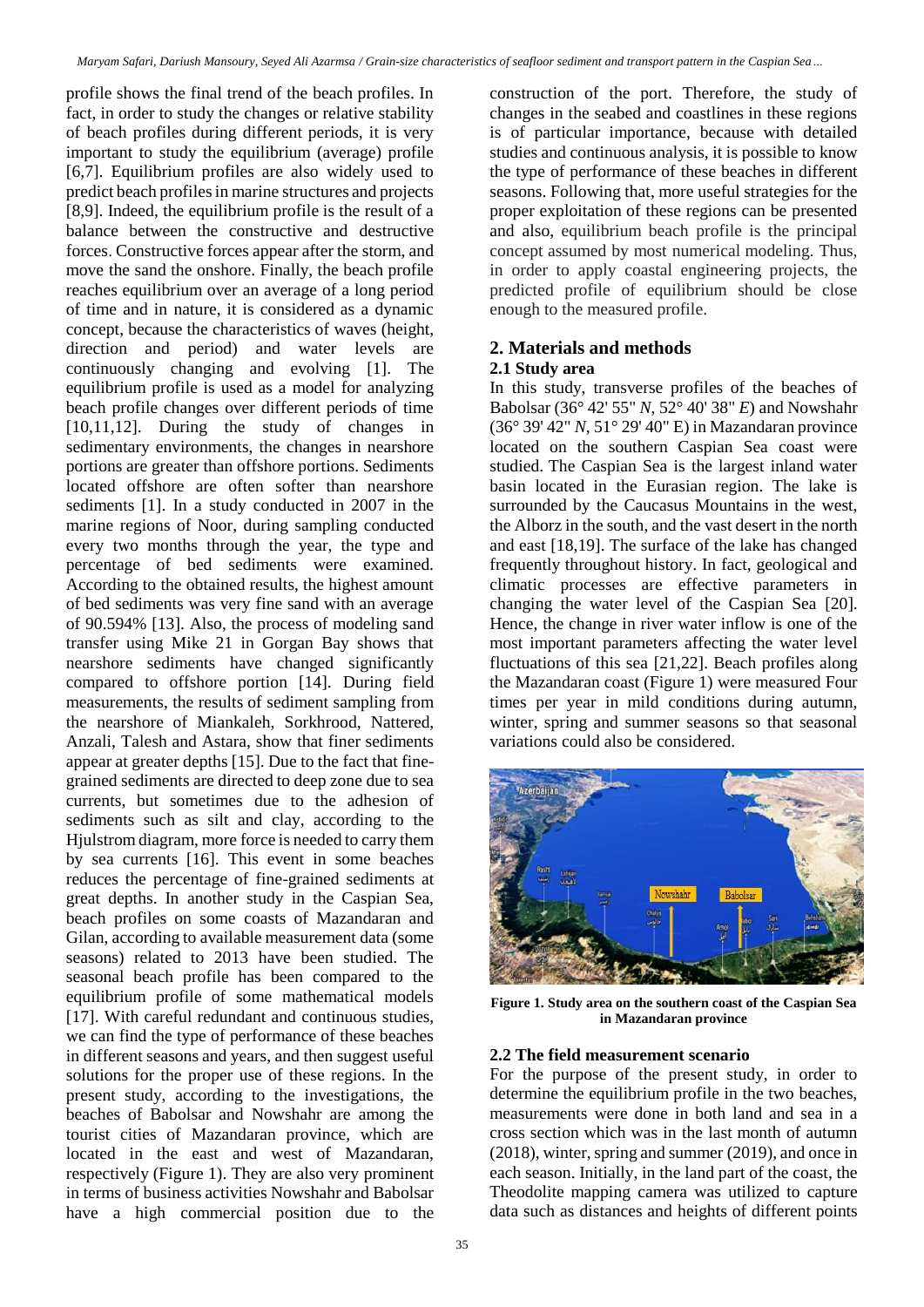profile shows the final trend of the beach profiles. In fact, in order to study the changes or relative stability of beach profiles during different periods, it is very important to study the equilibrium (average) profile [6,7]. Equilibrium profiles are also widely used to predict beach profiles in marine structures and projects [8,9]. Indeed, the equilibrium profile is the result of a balance between the constructive and destructive forces. Constructive forces appear after the storm, and move the sand the onshore. Finally, the beach profile reaches equilibrium over an average of a long period of time and in nature, it is considered as a dynamic concept, because the characteristics of waves (height, direction and period) and water levels are continuously changing and evolving [1]. The equilibrium profile is used as a model for analyzing beach profile changes over different periods of time [10,11,12]. During the study of changes in sedimentary environments, the changes in nearshore portions are greater than offshore portions. Sediments located offshore are often softer than nearshore sediments [1]. In a study conducted in 2007 in the marine regions of Noor, during sampling conducted every two months through the year, the type and percentage of bed sediments were examined. According to the obtained results, the highest amount of bed sediments was very fine sand with an average of 90.594% [13]. Also, the process of modeling sand transfer using Mike 21 in Gorgan Bay shows that nearshore sediments have changed significantly compared to offshore portion [14]. During field measurements, the results of sediment sampling from the nearshore of Miankaleh, Sorkhrood, Nattered, Anzali, Talesh and Astara, show that finer sediments appear at greater depths [15]. Due to the fact that fine-grained sediments are directed to deep zone due to sea currents, but sometimes due to the adhesion of sediments such as silt and clay, according to the Hjulstrom diagram, more force is needed to carry them by sea currents [16]. This event in some beaches reduces the percentage of fine-grained sediments at great depths. In another study in the Caspian Sea, beach profiles on some coasts of Mazandaran and Gilan, according to available measurement data (some seasons) related to 2013 have been studied. The seasonal beach profile has been compared to the equilibrium profile of some mathematical models [17]. With careful redundant and continuous studies, we can find the type of performance of these beaches in different seasons and years, and then suggest useful solutions for the proper use of these regions. In the present study, according to the investigations, the beaches of Babolsar and Nowshahr are among the tourist cities of Mazandaran province, which are located in the east and west of Mazandaran, respectively (Figure 1). They are also very prominent in terms of business activities Nowshahr and Babolsar have a high commercial position due to the construction of the port. Therefore, the study of changes in the seabed and coastlines in these regions is of particular importance, because with detailed studies and continuous analysis, it is possible to know the type of performance of these beaches in different seasons. Following that, more useful strategies for the proper exploitation of these regions can be presented and also, equilibrium beach profile is the principal concept assumed by most numerical modeling. Thus, in order to apply coastal engineering projects, the predicted profile of equilibrium should be close enough to the measured profile.

## 2. Materials and methods

### 2.1 Study area

In this study, transverse profiles of the beaches of Babolsar (36° 42' 55" *N*, 52° 40' 38" *E*) and Nowshahr (36° 39' 42" *N*, 51° 29' 40" E) in Mazandaran province located on the southern Caspian Sea coast were studied. The Caspian Sea is the largest inland water basin located in the Eurasian region. The lake is surrounded by the Caucasus Mountains in the west, the Alborz in the south, and the vast desert in the north and east [18,19]. The surface of the lake has changed frequently throughout history. In fact, geological and climatic processes are effective parameters in changing the water level of the Caspian Sea [20]. Hence, the change in river water inflow is one of the most important parameters affecting the water level fluctuations of this sea [21,22]. Beach profiles along the Mazandaran coast (Figure 1) were measured Four times per year in mild conditions during autumn, winter, spring and summer seasons so that seasonal variations could also be considered.

**Figure 1. Study area on the southern coast of the Caspian Sea in Mazandaran province**

### 2.2 The field measurement scenario

For the purpose of the present study, in order to determine the equilibrium profile in the two beaches, measurements were done in both land and sea in a cross section which was in the last month of autumn (2018), winter, spring and summer (2019), and once in each season. Initially, in the land part of the coast, the Theodolite mapping camera was utilized to capture data such as distances and heights of different points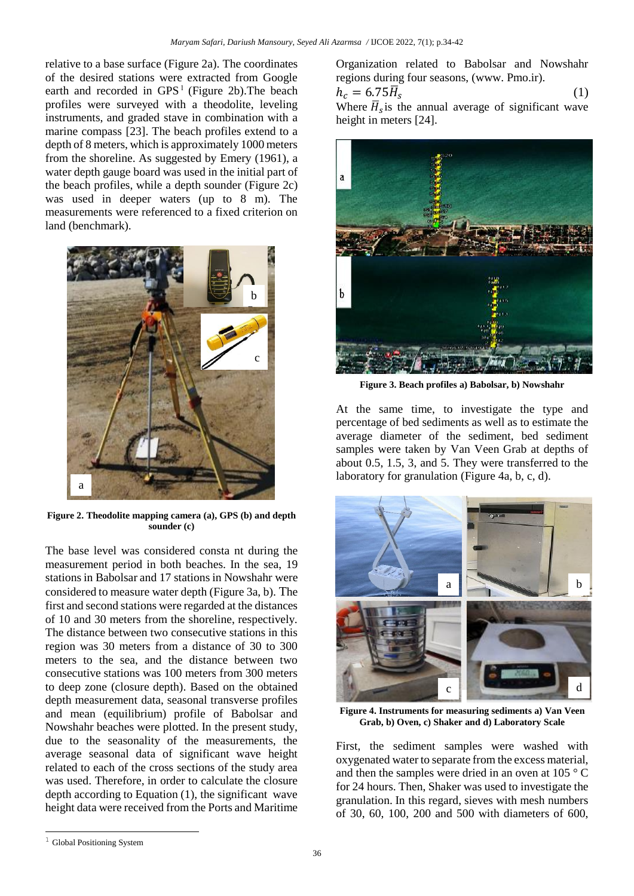relative to a base surface (Figure 2a). The coordinates of the desired stations were extracted from Google earth and recorded in GPS[1] (Figure 2b).The beach profiles were surveyed with a theodolite, leveling instruments, and graded stave in combination with a marine compass [23]. The beach profiles extend to a depth of 8 meters, which is approximately 1000 meters from the shoreline. As suggested by Emery (1961), a water depth gauge board was used in the initial part of the beach profiles, while a depth sounder (Figure 2c) was used in deeper waters (up to 8 m). The measurements were referenced to a fixed criterion on land (benchmark).

**Figure 2. Theodolite mapping camera (a), GPS (b) and depth sounder (c)**

The base level was considered consta nt during the measurement period in both beaches. In the sea, 19 stations in Babolsar and 17 stations in Nowshahr were considered to measure water depth (Figure 3a, b). The first and second stations were regarded at the distances of 10 and 30 meters from the shoreline, respectively. The distance between two consecutive stations in this region was 30 meters from a distance of 30 to 300 meters to the sea, and the distance between two consecutive stations was 100 meters from 300 meters to deep zone (closure depth). Based on the obtained depth measurement data, seasonal transverse profiles and mean (equilibrium) profile of Babolsar and Nowshahr beaches were plotted. In the present study, due to the seasonality of the measurements, the average seasonal data of significant wave height related to each of the cross sections of the study area was used. Therefore, in order to calculate the closure depth according to Equation (1), the significant wave height data were received from the Ports and Maritime Organization related to Babolsar and Nowshahr regions during four seasons, (www. Pmo.ir).

$$h_c = 6.75\bar{H}_s \qquad (1)$$

Where $\bar{H}_s$ is the annual average of significant wave height in meters [24].

**Figure 3. Beach profiles a) Babolsar, b) Nowshahr**

At the same time, to investigate the type and percentage of bed sediments as well as to estimate the average diameter of the sediment, bed sediment samples were taken by Van Veen Grab at depths of about 0.5, 1.5, 3, and 5. They were transferred to the laboratory for granulation (Figure 4a, b, c, d).

**Figure 4. Instruments for measuring sediments a) Van Veen Grab, b) Oven, c) Shaker and d) Laboratory Scale**

First, the sediment samples were washed with oxygenated water to separate from the excess material, and then the samples were dried in an oven at 105 ° C for 24 hours. Then, Shaker was used to investigate the granulation. In this regard, sieves with mesh numbers of 30, 60, 100, 200 and 500 with diameters of 600,

[1] Global Positioning System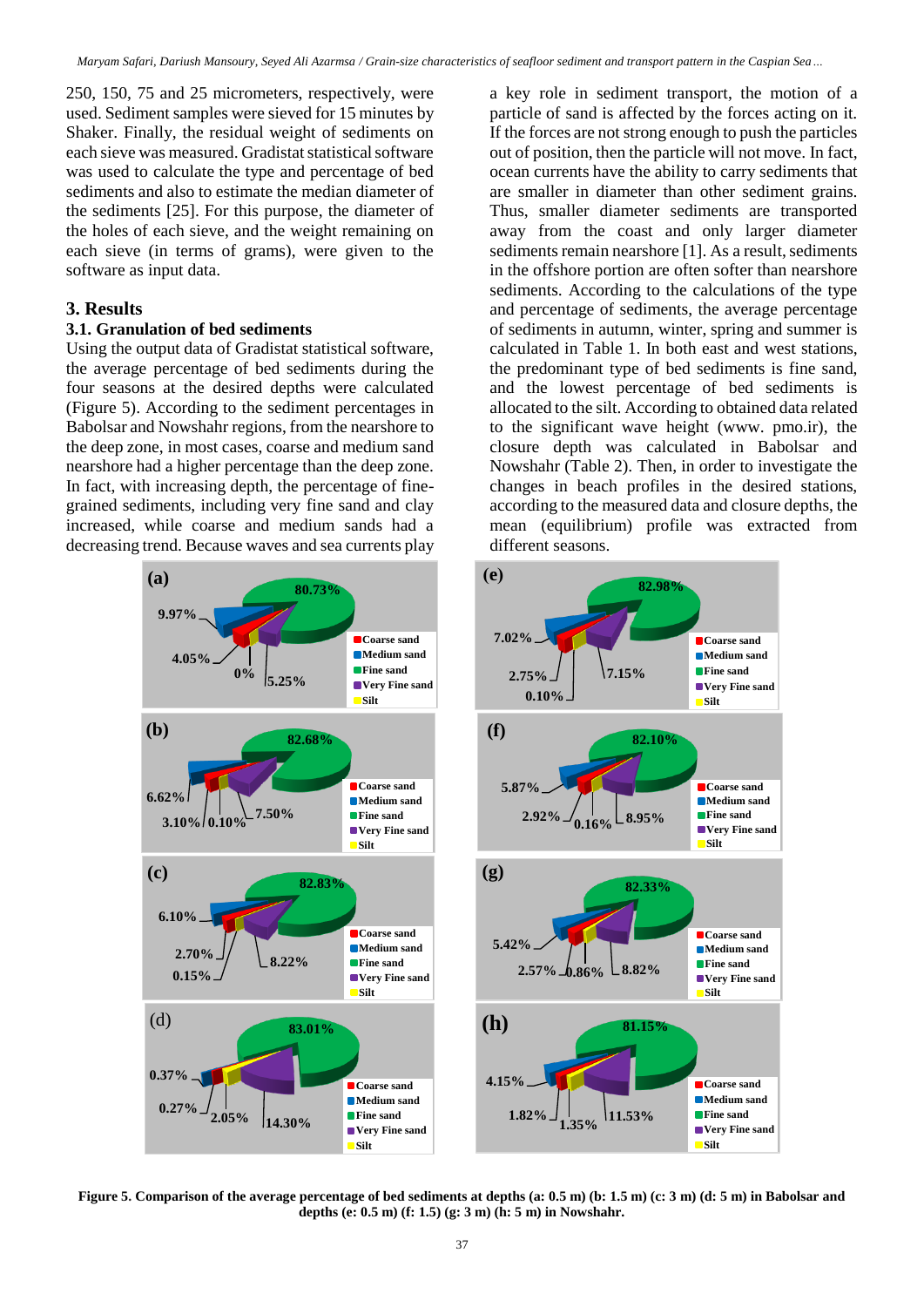250, 150, 75 and 25 micrometers, respectively, were used. Sediment samples were sieved for 15 minutes by Shaker. Finally, the residual weight of sediments on each sieve was measured. Gradistat statistical software was used to calculate the type and percentage of bed sediments and also to estimate the median diameter of the sediments [25]. For this purpose, the diameter of the holes of each sieve, and the weight remaining on each sieve (in terms of grams), were given to the software as input data.

## 3. Results

### 3.1. Granulation of bed sediments

Using the output data of Gradistat statistical software, the average percentage of bed sediments during the four seasons at the desired depths were calculated (Figure 5). According to the sediment percentages in Babolsar and Nowshahr regions, from the nearshore to the deep zone, in most cases, coarse and medium sand nearshore had a higher percentage than the deep zone. In fact, with increasing depth, the percentage of fine-grained sediments, including very fine sand and clay increased, while coarse and medium sands had a decreasing trend. Because waves and sea currents play a key role in sediment transport, the motion of a particle of sand is affected by the forces acting on it. If the forces are not strong enough to push the particles out of position, then the particle will not move. In fact, ocean currents have the ability to carry sediments that are smaller in diameter than other sediment grains. Thus, smaller diameter sediments are transported away from the coast and only larger diameter sediments remain nearshore [1]. As a result, sediments in the offshore portion are often softer than nearshore sediments. According to the calculations of the type and percentage of sediments, the average percentage of sediments in autumn, winter, spring and summer is calculated in Table 1. In both east and west stations, the predominant type of bed sediments is fine sand, and the lowest percentage of bed sediments is allocated to the silt. According to obtained data related to the significant wave height (www. pmo.ir), the closure depth was calculated in Babolsar and Nowshahr (Table 2). Then, in order to investigate the changes in beach profiles in the desired stations, according to the measured data and closure depths, the mean (equilibrium) profile was extracted from different seasons.

**Figure 5. Comparison of the average percentage of bed sediments at depths (a: 0.5 m) (b: 1.5 m) (c: 3 m) (d: 5 m) in Babolsar and depths (e: 0.5 m) (f: 1.5) (g: 3 m) (h: 5 m) in Nowshahr.**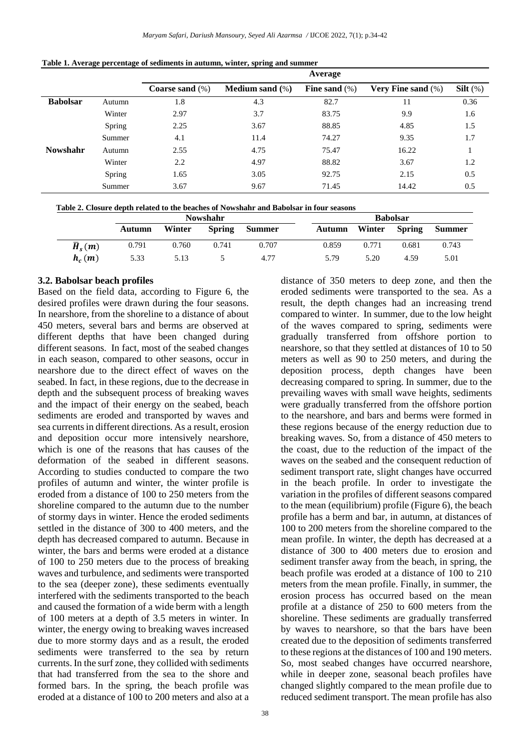**Table 1. Average percentage of sediments in autumn, winter, spring and summer**

| | | Average | | | | |
|---|---|---|---|---|---|---|
| | | **Coarse sand** (%) | **Medium sand** (%) | **Fine sand** (%) | **Very Fine sand** (%) | **Silt** (%) |
| **Babolsar** | Autumn | 1.8 | 4.3 | 82.7 | 11 | 0.36 |
| | Winter | 2.97 | 3.7 | 83.75 | 9.9 | 1.6 |
| | Spring | 2.25 | 3.67 | 88.85 | 4.85 | 1.5 |
| | Summer | 4.1 | 11.4 | 74.27 | 9.35 | 1.7 |
| **Nowshahr** | Autumn | 2.55 | 4.75 | 75.47 | 16.22 | 1 |
| | Winter | 2.2 | 4.97 | 88.82 | 3.67 | 1.2 |
| | Spring | 1.65 | 3.05 | 92.75 | 2.15 | 0.5 |
| | Summer | 3.67 | 9.67 | 71.45 | 14.42 | 0.5 |

**Table 2. Closure depth related to the beaches of Nowshahr and Babolsar in four seasons**

| | Nowshahr | | | | Babolsar | | | |
|---|---|---|---|---|---|---|---|---|
| | **Autumn** | **Winter** | **Spring** | **Summer** | **Autumn** | **Winter** | **Spring** | **Summer** |
| $\bar{H}_s\,(m)$ | 0.791 | 0.760 | 0.741 | 0.707 | 0.859 | 0.771 | 0.681 | 0.743 |
| $h_c\,(m)$ | 5.33 | 5.13 | 5 | 4.77 | 5.79 | 5.20 | 4.59 | 5.01 |

### 3.2. Babolsar beach profiles

Based on the field data, according to Figure 6, the desired profiles were drawn during the four seasons. In nearshore, from the shoreline to a distance of about 450 meters, several bars and berms are observed at different depths that have been changed during different seasons. In fact, most of the seabed changes in each season, compared to other seasons, occur in nearshore due to the direct effect of waves on the seabed. In fact, in these regions, due to the decrease in depth and the subsequent process of breaking waves and the impact of their energy on the seabed, beach sediments are eroded and transported by waves and sea currents in different directions. As a result, erosion and deposition occur more intensively nearshore, which is one of the reasons that has causes of the deformation of the seabed in different seasons. According to studies conducted to compare the two profiles of autumn and winter, the winter profile is eroded from a distance of 100 to 250 meters from the shoreline compared to the autumn due to the number of stormy days in winter. Hence the eroded sediments settled in the distance of 300 to 400 meters, and the depth has decreased compared to autumn. Because in winter, the bars and berms were eroded at a distance of 100 to 250 meters due to the process of breaking waves and turbulence, and sediments were transported to the sea (deeper zone), these sediments eventually interfered with the sediments transported to the beach and caused the formation of a wide berm with a length of 100 meters at a depth of 3.5 meters in winter. In winter, the energy owing to breaking waves increased due to more stormy days and as a result, the eroded sediments were transferred to the sea by return currents. In the surf zone, they collided with sediments that had transferred from the sea to the shore and formed bars. In the spring, the beach profile was eroded at a distance of 100 to 200 meters and also at a distance of 350 meters to deep zone, and then the eroded sediments were transported to the sea. As a result, the depth changes had an increasing trend compared to winter. In summer, due to the low height of the waves compared to spring, sediments were gradually transferred from offshore portion to nearshore, so that they settled at distances of 10 to 50 meters as well as 90 to 250 meters, and during the deposition process, depth changes have been decreasing compared to spring. In summer, due to the prevailing waves with small wave heights, sediments were gradually transferred from the offshore portion to the nearshore, and bars and berms were formed in these regions because of the energy reduction due to breaking waves. So, from a distance of 450 meters to the coast, due to the reduction of the impact of the waves on the seabed and the consequent reduction of sediment transport rate, slight changes have occurred in the beach profile. In order to investigate the variation in the profiles of different seasons compared to the mean (equilibrium) profile (Figure 6), the beach profile has a berm and bar, in autumn, at distances of 100 to 200 meters from the shoreline compared to the mean profile. In winter, the depth has decreased at a distance of 300 to 400 meters due to erosion and sediment transfer away from the beach, in spring, the beach profile was eroded at a distance of 100 to 210 meters from the mean profile. Finally, in summer, the erosion process has occurred based on the mean profile at a distance of 250 to 600 meters from the shoreline. These sediments are gradually transferred by waves to nearshore, so that the bars have been created due to the deposition of sediments transferred to these regions at the distances of 100 and 190 meters. So, most seabed changes have occurred nearshore, while in deeper zone, seasonal beach profiles have changed slightly compared to the mean profile due to reduced sediment transport. The mean profile has also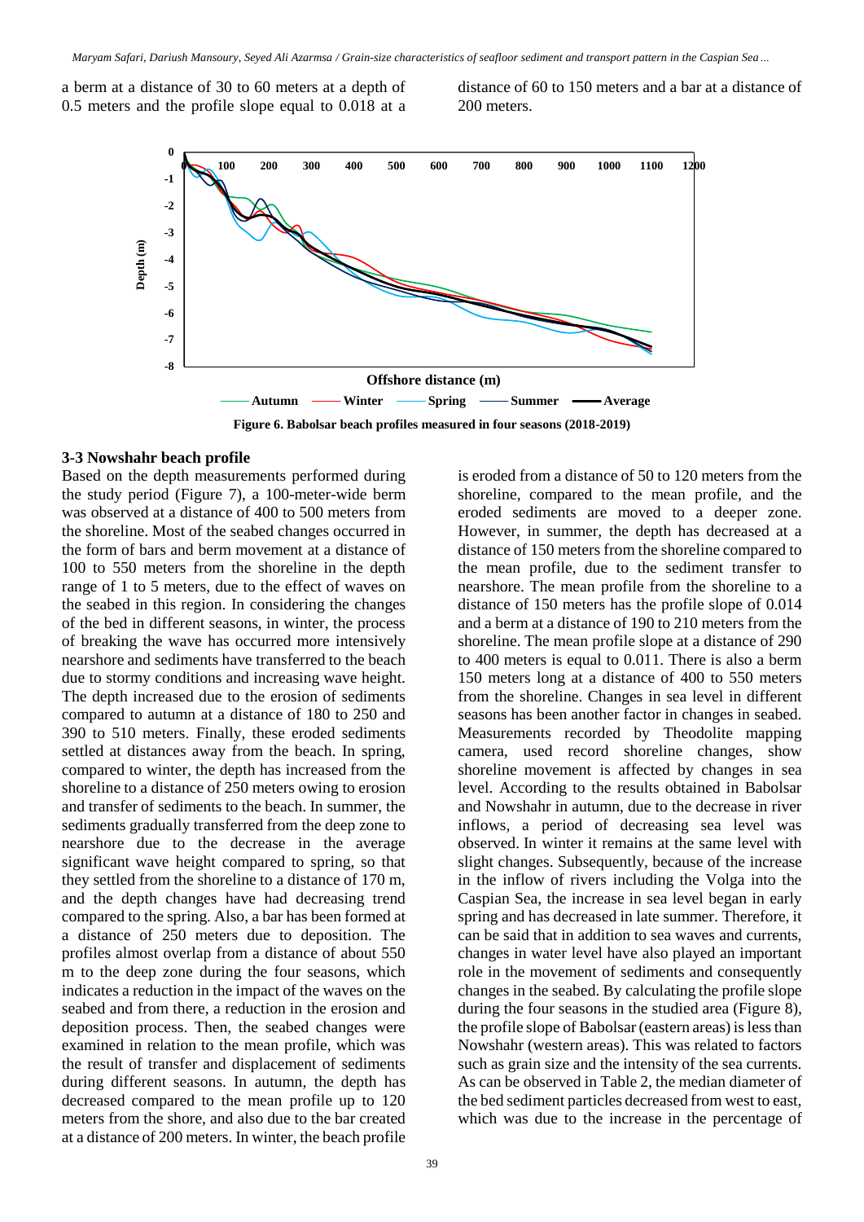a berm at a distance of 30 to 60 meters at a depth of 0.5 meters and the profile slope equal to 0.018 at a distance of 60 to 150 meters and a bar at a distance of 200 meters.

**Figure 6. Babolsar beach profiles measured in four seasons (2018-2019)**

### 3-3 Nowshahr beach profile

Based on the depth measurements performed during the study period (Figure 7), a 100-meter-wide berm was observed at a distance of 400 to 500 meters from the shoreline. Most of the seabed changes occurred in the form of bars and berm movement at a distance of 100 to 550 meters from the shoreline in the depth range of 1 to 5 meters, due to the effect of waves on the seabed in this region. In considering the changes of the bed in different seasons, in winter, the process of breaking the wave has occurred more intensively nearshore and sediments have transferred to the beach due to stormy conditions and increasing wave height. The depth increased due to the erosion of sediments compared to autumn at a distance of 180 to 250 and 390 to 510 meters. Finally, these eroded sediments settled at distances away from the beach. In spring, compared to winter, the depth has increased from the shoreline to a distance of 250 meters owing to erosion and transfer of sediments to the beach. In summer, the sediments gradually transferred from the deep zone to nearshore due to the decrease in the average significant wave height compared to spring, so that they settled from the shoreline to a distance of 170 m, and the depth changes have had decreasing trend compared to the spring. Also, a bar has been formed at a distance of 250 meters due to deposition. The profiles almost overlap from a distance of about 550 m to the deep zone during the four seasons, which indicates a reduction in the impact of the waves on the seabed and from there, a reduction in the erosion and deposition process. Then, the seabed changes were examined in relation to the mean profile, which was the result of transfer and displacement of sediments during different seasons. In autumn, the depth has decreased compared to the mean profile up to 120 meters from the shore, and also due to the bar created at a distance of 200 meters. In winter, the beach profile is eroded from a distance of 50 to 120 meters from the shoreline, compared to the mean profile, and the eroded sediments are moved to a deeper zone. However, in summer, the depth has decreased at a distance of 150 meters from the shoreline compared to the mean profile, due to the sediment transfer to nearshore. The mean profile from the shoreline to a distance of 150 meters has the profile slope of 0.014 and a berm at a distance of 190 to 210 meters from the shoreline. The mean profile slope at a distance of 290 to 400 meters is equal to 0.011. There is also a berm 150 meters long at a distance of 400 to 550 meters from the shoreline. Changes in sea level in different seasons has been another factor in changes in seabed. Measurements recorded by Theodolite mapping camera, used record shoreline changes, show shoreline movement is affected by changes in sea level. According to the results obtained in Babolsar and Nowshahr in autumn, due to the decrease in river inflows, a period of decreasing sea level was observed. In winter it remains at the same level with slight changes. Subsequently, because of the increase in the inflow of rivers including the Volga into the Caspian Sea, the increase in sea level began in early spring and has decreased in late summer. Therefore, it can be said that in addition to sea waves and currents, changes in water level have also played an important role in the movement of sediments and consequently changes in the seabed. By calculating the profile slope during the four seasons in the studied area (Figure 8), the profile slope of Babolsar (eastern areas) is less than Nowshahr (western areas). This was related to factors such as grain size and the intensity of the sea currents. As can be observed in Table 2, the median diameter of the bed sediment particles decreased from west to east, which was due to the increase in the percentage of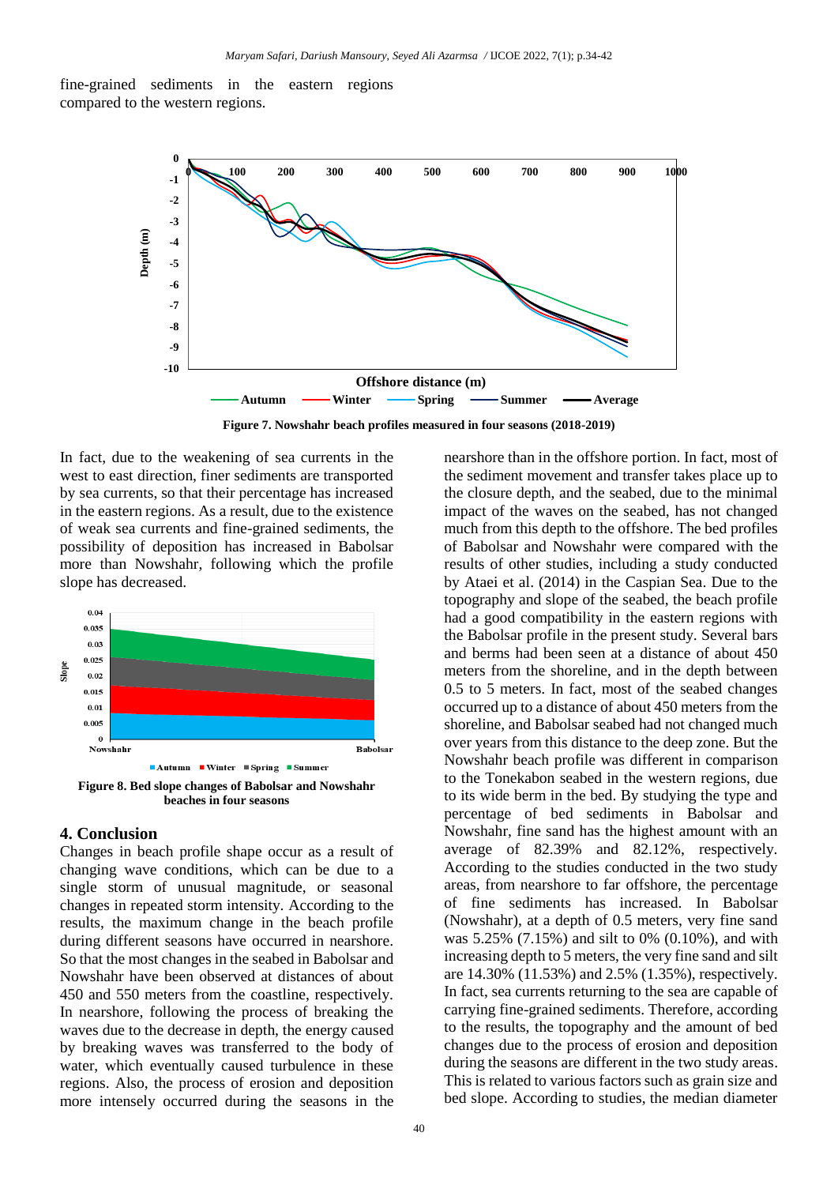fine-grained sediments in the eastern regions compared to the western regions.

Figure 7. Nowshahr beach profiles measured in four seasons (2018-2019)

In fact, due to the weakening of sea currents in the west to east direction, finer sediments are transported by sea currents, so that their percentage has increased in the eastern regions. As a result, due to the existence of weak sea currents and fine-grained sediments, the possibility of deposition has increased in Babolsar more than Nowshahr, following which the profile slope has decreased.

Figure 8. Bed slope changes of Babolsar and Nowshahr beaches in four seasons

## 4. Conclusion

Changes in beach profile shape occur as a result of changing wave conditions, which can be due to a single storm of unusual magnitude, or seasonal changes in repeated storm intensity. According to the results, the maximum change in the beach profile during different seasons have occurred in nearshore. So that the most changes in the seabed in Babolsar and Nowshahr have been observed at distances of about 450 and 550 meters from the coastline, respectively. In nearshore, following the process of breaking the waves due to the decrease in depth, the energy caused by breaking waves was transferred to the body of water, which eventually caused turbulence in these regions. Also, the process of erosion and deposition more intensely occurred during the seasons in the nearshore than in the offshore portion. In fact, most of the sediment movement and transfer takes place up to the closure depth, and the seabed, due to the minimal impact of the waves on the seabed, has not changed much from this depth to the offshore. The bed profiles of Babolsar and Nowshahr were compared with the results of other studies, including a study conducted by Ataei et al. (2014) in the Caspian Sea. Due to the topography and slope of the seabed, the beach profile had a good compatibility in the eastern regions with the Babolsar profile in the present study. Several bars and berms had been seen at a distance of about 450 meters from the shoreline, and in the depth between 0.5 to 5 meters. In fact, most of the seabed changes occurred up to a distance of about 450 meters from the shoreline, and Babolsar seabed had not changed much over years from this distance to the deep zone. But the Nowshahr beach profile was different in comparison to the Tonekabon seabed in the western regions, due to its wide berm in the bed. By studying the type and percentage of bed sediments in Babolsar and Nowshahr, fine sand has the highest amount with an average of 82.39% and 82.12%, respectively. According to the studies conducted in the two study areas, from nearshore to far offshore, the percentage of fine sediments has increased. In Babolsar (Nowshahr), at a depth of 0.5 meters, very fine sand was 5.25% (7.15%) and silt to 0% (0.10%), and with increasing depth to 5 meters, the very fine sand and silt are 14.30% (11.53%) and 2.5% (1.35%), respectively. In fact, sea currents returning to the sea are capable of carrying fine-grained sediments. Therefore, according to the results, the topography and the amount of bed changes due to the process of erosion and deposition during the seasons are different in the two study areas. This is related to various factors such as grain size and bed slope. According to studies, the median diameter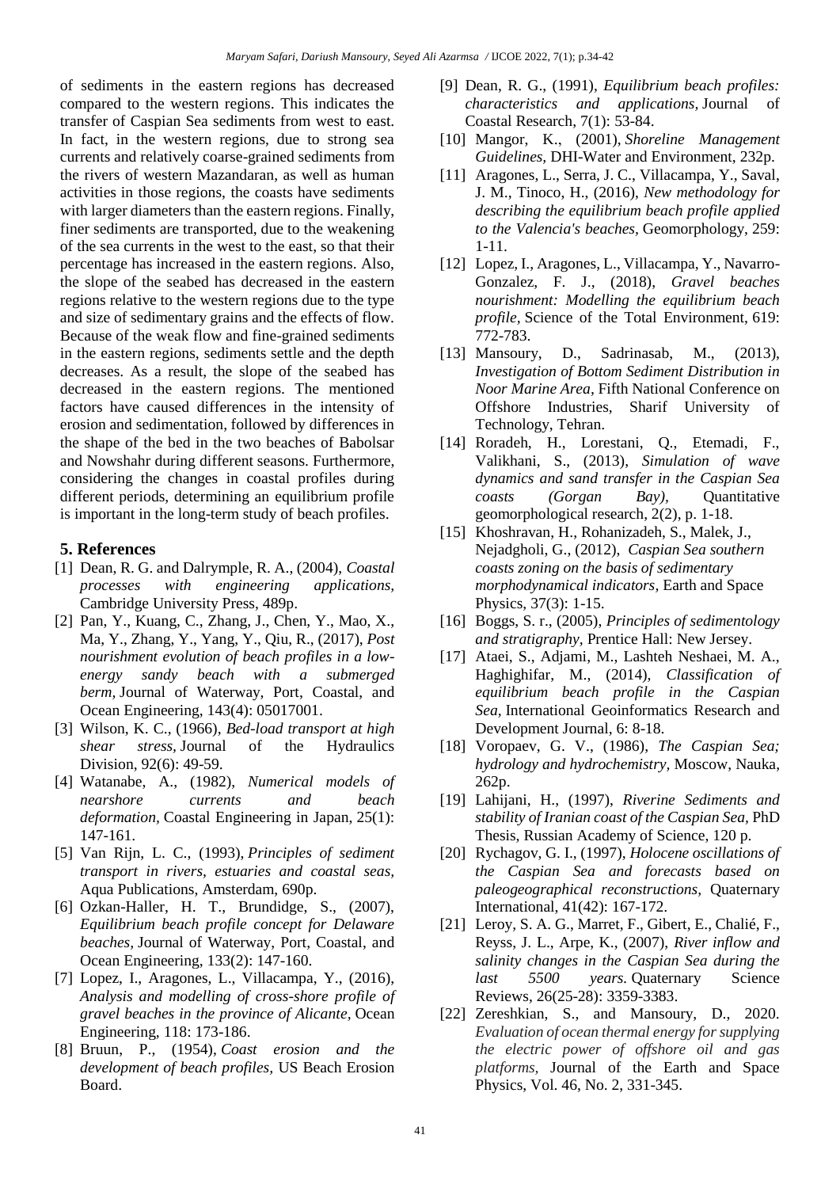of sediments in the eastern regions has decreased compared to the western regions. This indicates the transfer of Caspian Sea sediments from west to east. In fact, in the western regions, due to strong sea currents and relatively coarse-grained sediments from the rivers of western Mazandaran, as well as human activities in those regions, the coasts have sediments with larger diameters than the eastern regions. Finally, finer sediments are transported, due to the weakening of the sea currents in the west to the east, so that their percentage has increased in the eastern regions. Also, the slope of the seabed has decreased in the eastern regions relative to the western regions due to the type and size of sedimentary grains and the effects of flow. Because of the weak flow and fine-grained sediments in the eastern regions, sediments settle and the depth decreases. As a result, the slope of the seabed has decreased in the eastern regions. The mentioned factors have caused differences in the intensity of erosion and sedimentation, followed by differences in the shape of the bed in the two beaches of Babolsar and Nowshahr during different seasons. Furthermore, considering the changes in coastal profiles during different periods, determining an equilibrium profile is important in the long-term study of beach profiles.

## 5. References

[1] Dean, R. G. and Dalrymple, R. A., (2004), *Coastal processes with engineering applications,* Cambridge University Press, 489p.

[2] Pan, Y., Kuang, C., Zhang, J., Chen, Y., Mao, X., Ma, Y., Zhang, Y., Yang, Y., Qiu, R., (2017), *Post nourishment evolution of beach profiles in a low-energy sandy beach with a submerged berm,* Journal of Waterway, Port, Coastal, and Ocean Engineering, 143(4): 05017001.

[3] Wilson, K. C., (1966), *Bed-load transport at high shear stress,* Journal of the Hydraulics Division, 92(6): 49-59.

[4] Watanabe, A., (1982), *Numerical models of nearshore currents and beach deformation,* Coastal Engineering in Japan, 25(1): 147-161.

[5] Van Rijn, L. C., (1993), *Principles of sediment transport in rivers, estuaries and coastal seas,* Aqua Publications, Amsterdam, 690p.

[6] Ozkan-Haller, H. T., Brundidge, S., (2007), *Equilibrium beach profile concept for Delaware beaches,* Journal of Waterway, Port, Coastal, and Ocean Engineering, 133(2): 147-160.

[7] Lopez, I., Aragones, L., Villacampa, Y., (2016), *Analysis and modelling of cross-shore profile of gravel beaches in the province of Alicante,* Ocean Engineering, 118: 173-186.

[8] Bruun, P., (1954), *Coast erosion and the development of beach profiles,* US Beach Erosion Board.

[9] Dean, R. G., (1991), *Equilibrium beach profiles: characteristics and applications,* Journal of Coastal Research, 7(1): 53-84.

[10] Mangor, K., (2001), *Shoreline Management Guidelines,* DHI-Water and Environment, 232p.

[11] Aragones, L., Serra, J. C., Villacampa, Y., Saval, J. M., Tinoco, H., (2016), *New methodology for describing the equilibrium beach profile applied to the Valencia's beaches,* Geomorphology, 259: 1-11.

[12] Lopez, I., Aragones, L., Villacampa, Y., Navarro-Gonzalez, F. J., (2018), *Gravel beaches nourishment: Modelling the equilibrium beach profile,* Science of the Total Environment, 619: 772-783.

[13] Mansoury, D., Sadrinasab, M., (2013), *Investigation of Bottom Sediment Distribution in Noor Marine Area,* Fifth National Conference on Offshore Industries, Sharif University of Technology, Tehran.

[14] Roradeh, H., Lorestani, Q., Etemadi, F., Valikhani, S., (2013), *Simulation of wave dynamics and sand transfer in the Caspian Sea coasts (Gorgan Bay),* Quantitative geomorphological research, 2(2), p. 1-18.

[15] Khoshravan, H., Rohanizadeh, S., Malek, J., Nejadgholi, G., (2012), *Caspian Sea southern coasts zoning on the basis of sedimentary morphodynamical indicators,* Earth and Space Physics, 37(3): 1-15.

[16] Boggs, S. r., (2005), *Principles of sedimentology and stratigraphy,* Prentice Hall: New Jersey.

[17] Ataei, S., Adjami, M., Lashteh Neshaei, M. A., Haghighifar, M., (2014), *Classification of equilibrium beach profile in the Caspian Sea,* International Geoinformatics Research and Development Journal, 6: 8-18.

[18] Voropaev, G. V., (1986), *The Caspian Sea; hydrology and hydrochemistry,* Moscow, Nauka, 262p.

[19] Lahijani, H., (1997), *Riverine Sediments and stability of Iranian coast of the Caspian Sea,* PhD Thesis, Russian Academy of Science, 120 p.

[20] Rychagov, G. I., (1997), *Holocene oscillations of the Caspian Sea and forecasts based on paleogeographical reconstructions,* Quaternary International, 41(42): 167-172.

[21] Leroy, S. A. G., Marret, F., Gibert, E., Chalié, F., Reyss, J. L., Arpe, K., (2007), *River inflow and salinity changes in the Caspian Sea during the last 5500 years.* Quaternary Science Reviews, 26(25-28): 3359-3383.

[22] Zereshkian, S., and Mansoury, D., 2020. *Evaluation of ocean thermal energy for supplying the electric power of offshore oil and gas platforms,* Journal of the Earth and Space Physics, Vol. 46, No. 2, 331-345.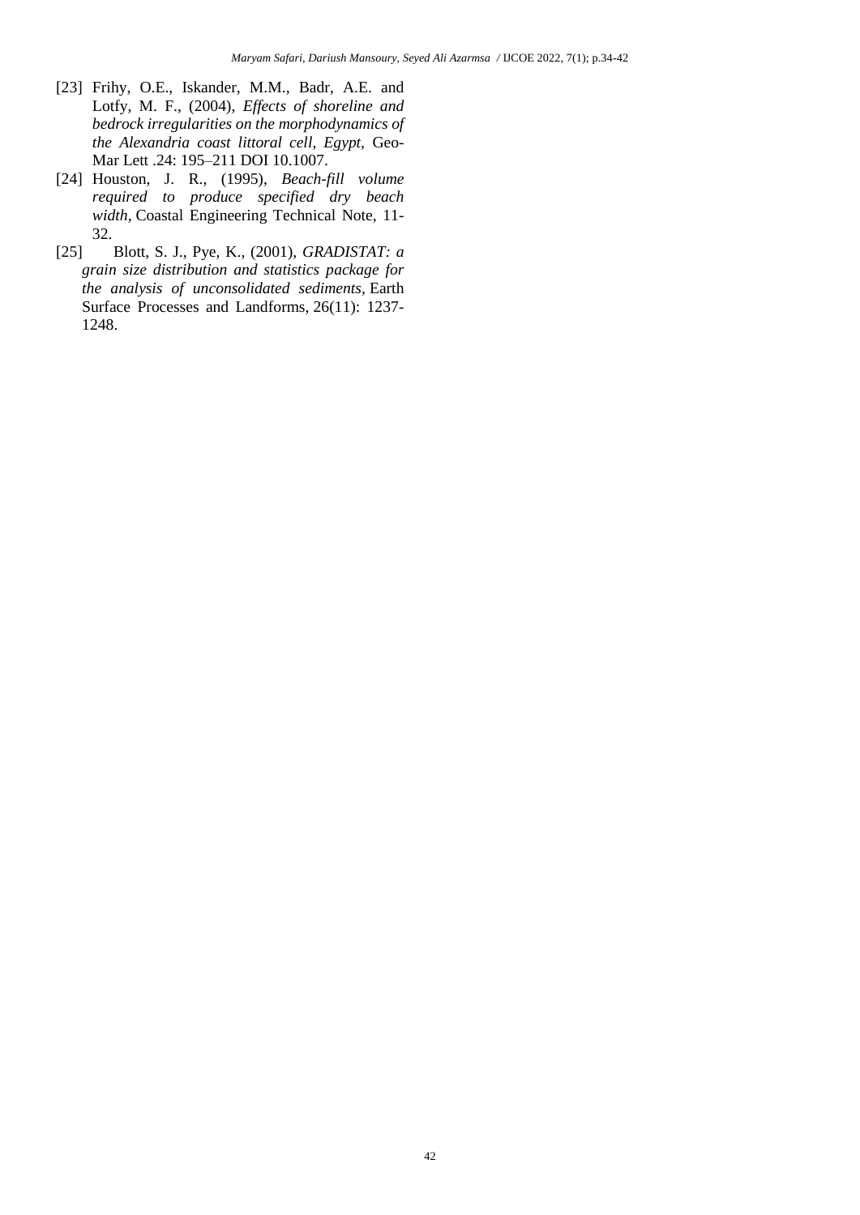[23] Frihy, O.E., Iskander, M.M., Badr, A.E. and Lotfy, M. F., (2004), *Effects of shoreline and bedrock irregularities on the morphodynamics of the Alexandria coast littoral cell, Egypt*, Geo-Mar Lett .24: 195–211 DOI 10.1007.

[24] Houston, J. R., (1995), *Beach-fill volume required to produce specified dry beach width*, Coastal Engineering Technical Note, 11-32.

[25] Blott, S. J., Pye, K., (2001), *GRADISTAT: a grain size distribution and statistics package for the analysis of unconsolidated sediments*, Earth Surface Processes and Landforms, 26(11): 1237-1248.